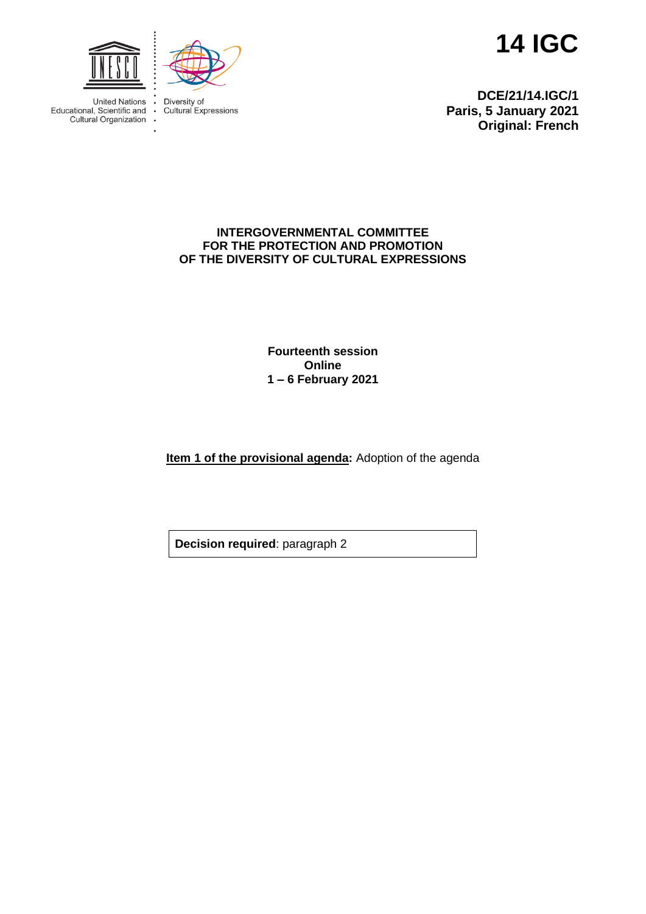United Nations Educational, Scientific and Cultural Organization

Diversity of Cultural Expressions

# 14 IGC

**DCE/21/14.IGC/1**
**Paris, 5 January 2021**
**Original: French**

## INTERGOVERNMENTAL COMMITTEE FOR THE PROTECTION AND PROMOTION OF THE DIVERSITY OF CULTURAL EXPRESSIONS

**Fourteenth session**
**Online**
**1 – 6 February 2021**

**Item 1 of the provisional agenda:** Adoption of the agenda

| **Decision required**: paragraph 2 |
|---|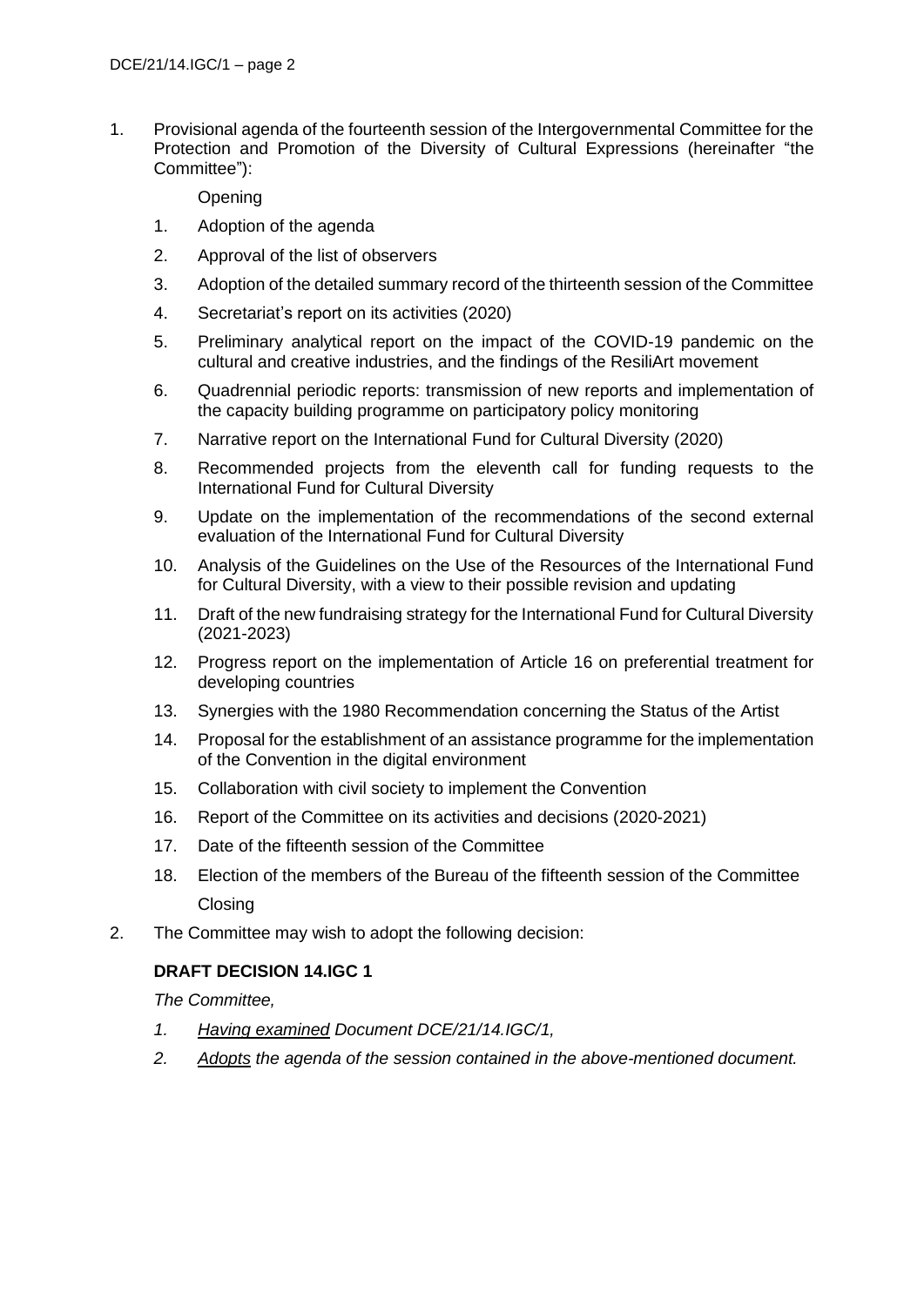1. Provisional agenda of the fourteenth session of the Intergovernmental Committee for the Protection and Promotion of the Diversity of Cultural Expressions (hereinafter "the Committee"):

   Opening

   1. Adoption of the agenda
   2. Approval of the list of observers
   3. Adoption of the detailed summary record of the thirteenth session of the Committee
   4. Secretariat's report on its activities (2020)
   5. Preliminary analytical report on the impact of the COVID-19 pandemic on the cultural and creative industries, and the findings of the ResiliArt movement
   6. Quadrennial periodic reports: transmission of new reports and implementation of the capacity building programme on participatory policy monitoring
   7. Narrative report on the International Fund for Cultural Diversity (2020)
   8. Recommended projects from the eleventh call for funding requests to the International Fund for Cultural Diversity
   9. Update on the implementation of the recommendations of the second external evaluation of the International Fund for Cultural Diversity
   10. Analysis of the Guidelines on the Use of the Resources of the International Fund for Cultural Diversity, with a view to their possible revision and updating
   11. Draft of the new fundraising strategy for the International Fund for Cultural Diversity (2021-2023)
   12. Progress report on the implementation of Article 16 on preferential treatment for developing countries
   13. Synergies with the 1980 Recommendation concerning the Status of the Artist
   14. Proposal for the establishment of an assistance programme for the implementation of the Convention in the digital environment
   15. Collaboration with civil society to implement the Convention
   16. Report of the Committee on its activities and decisions (2020-2021)
   17. Date of the fifteenth session of the Committee
   18. Election of the members of the Bureau of the fifteenth session of the Committee

   Closing

2. The Committee may wish to adopt the following decision:

### DRAFT DECISION 14.IGC 1

*The Committee,*

*1. Having examined Document DCE/21/14.IGC/1,*

*2. Adopts the agenda of the session contained in the above-mentioned document.*